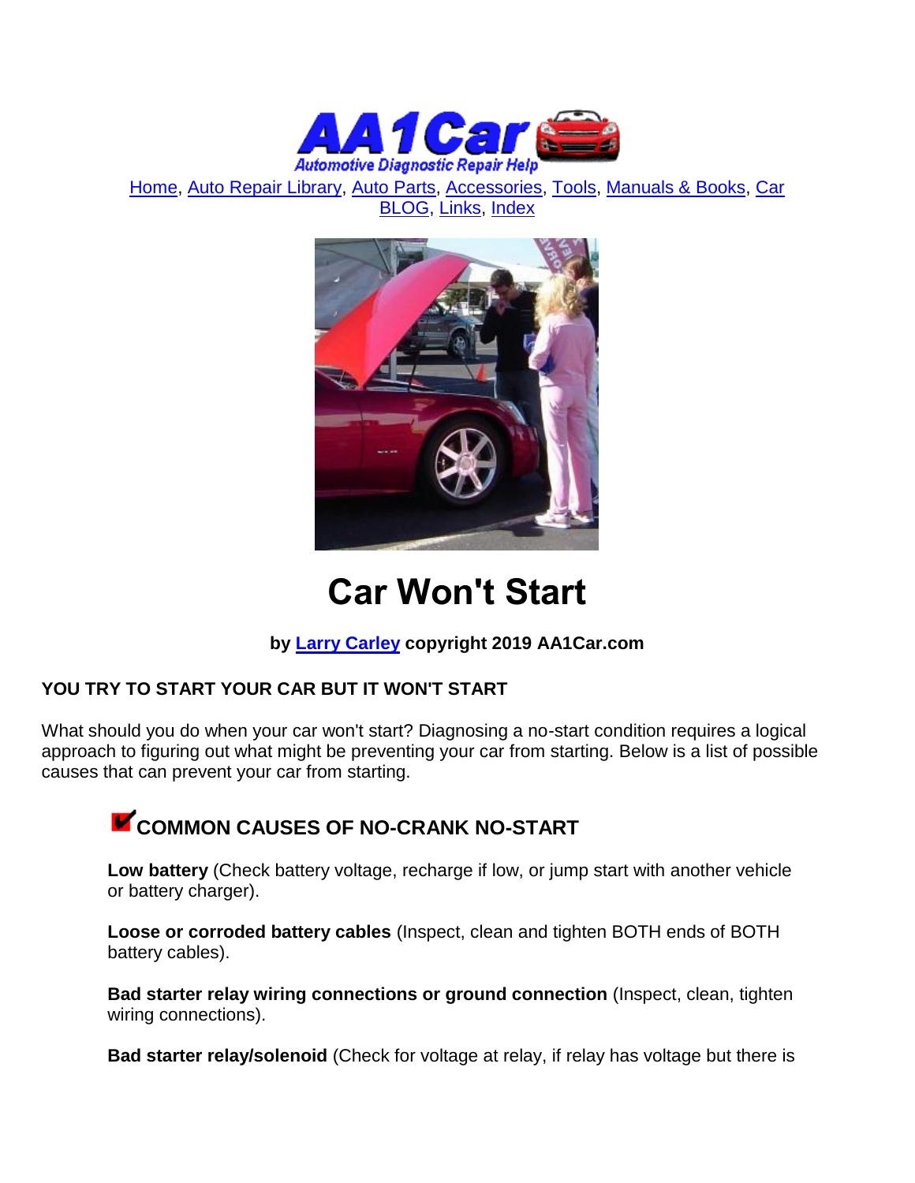Home, Auto Repair Library, Auto Parts, Accessories, Tools, Manuals & Books, Car BLOG, Links, Index

# Car Won't Start

**by Larry Carley copyright 2019 AA1Car.com**

**YOU TRY TO START YOUR CAR BUT IT WON'T START**

What should you do when your car won't start? Diagnosing a no-start condition requires a logical approach to figuring out what might be preventing your car from starting. Below is a list of possible causes that can prevent your car from starting.

## COMMON CAUSES OF NO-CRANK NO-START

**Low battery** (Check battery voltage, recharge if low, or jump start with another vehicle or battery charger).

**Loose or corroded battery cables** (Inspect, clean and tighten BOTH ends of BOTH battery cables).

**Bad starter relay wiring connections or ground connection** (Inspect, clean, tighten wiring connections).

**Bad starter relay/solenoid** (Check for voltage at relay, if relay has voltage but there is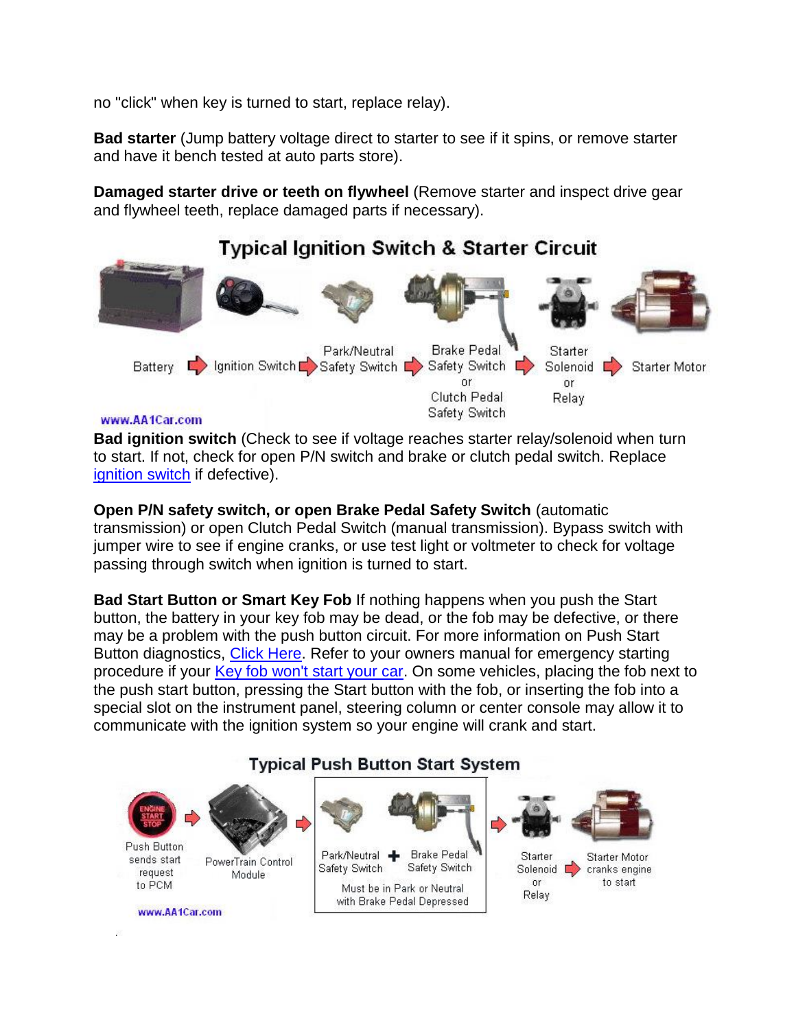no "click" when key is turned to start, replace relay).

**Bad starter** (Jump battery voltage direct to starter to see if it spins, or remove starter and have it bench tested at auto parts store).

**Damaged starter drive or teeth on flywheel** (Remove starter and inspect drive gear and flywheel teeth, replace damaged parts if necessary).

**Typical Ignition Switch & Starter Circuit**

Battery ➔ Ignition Switch ➔ Park/Neutral Safety Switch ➔ Brake Pedal Safety Switch or Clutch Pedal Safety Switch ➔ Starter Solenoid or Relay ➔ Starter Motor

www.AA1Car.com

**Bad ignition switch** (Check to see if voltage reaches starter relay/solenoid when turn to start. If not, check for open P/N switch and brake or clutch pedal switch. Replace ignition switch if defective).

**Open P/N safety switch, or open Brake Pedal Safety Switch** (automatic transmission) or open Clutch Pedal Switch (manual transmission). Bypass switch with jumper wire to see if engine cranks, or use test light or voltmeter to check for voltage passing through switch when ignition is turned to start.

**Bad Start Button or Smart Key Fob** If nothing happens when you push the Start button, the battery in your key fob may be dead, or the fob may be defective, or there may be a problem with the push button circuit. For more information on Push Start Button diagnostics, Click Here. Refer to your owners manual for emergency starting procedure if your Key fob won't start your car. On some vehicles, placing the fob next to the push start button, pressing the Start button with the fob, or inserting the fob into a special slot on the instrument panel, steering column or center console may allow it to communicate with the ignition system so your engine will crank and start.

**Typical Push Button Start System**

Push Button sends start request to PCM ➔ PowerTrain Control Module ➔ Park/Neutral Safety Switch + Brake Pedal Safety Switch (Must be in Park or Neutral with Brake Pedal Depressed) ➔ Starter Solenoid or Relay ➔ Starter Motor cranks engine to start

www.AA1Car.com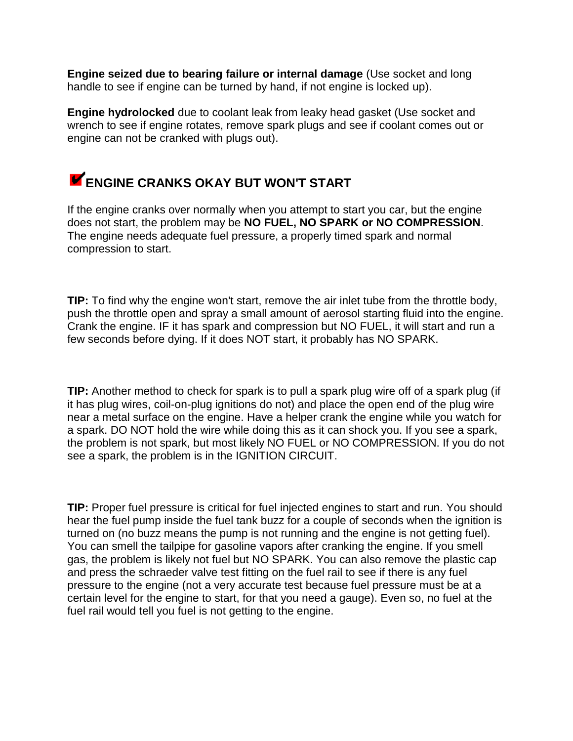**Engine seized due to bearing failure or internal damage** (Use socket and long handle to see if engine can be turned by hand, if not engine is locked up).

**Engine hydrolocked** due to coolant leak from leaky head gasket (Use socket and wrench to see if engine rotates, remove spark plugs and see if coolant comes out or engine can not be cranked with plugs out).

## ✔ENGINE CRANKS OKAY BUT WON'T START

If the engine cranks over normally when you attempt to start you car, but the engine does not start, the problem may be **NO FUEL, NO SPARK or NO COMPRESSION**. The engine needs adequate fuel pressure, a properly timed spark and normal compression to start.

**TIP:** To find why the engine won't start, remove the air inlet tube from the throttle body, push the throttle open and spray a small amount of aerosol starting fluid into the engine. Crank the engine. IF it has spark and compression but NO FUEL, it will start and run a few seconds before dying. If it does NOT start, it probably has NO SPARK.

**TIP:** Another method to check for spark is to pull a spark plug wire off of a spark plug (if it has plug wires, coil-on-plug ignitions do not) and place the open end of the plug wire near a metal surface on the engine. Have a helper crank the engine while you watch for a spark. DO NOT hold the wire while doing this as it can shock you. If you see a spark, the problem is not spark, but most likely NO FUEL or NO COMPRESSION. If you do not see a spark, the problem is in the IGNITION CIRCUIT.

**TIP:** Proper fuel pressure is critical for fuel injected engines to start and run. You should hear the fuel pump inside the fuel tank buzz for a couple of seconds when the ignition is turned on (no buzz means the pump is not running and the engine is not getting fuel). You can smell the tailpipe for gasoline vapors after cranking the engine. If you smell gas, the problem is likely not fuel but NO SPARK. You can also remove the plastic cap and press the schraeder valve test fitting on the fuel rail to see if there is any fuel pressure to the engine (not a very accurate test because fuel pressure must be at a certain level for the engine to start, for that you need a gauge). Even so, no fuel at the fuel rail would tell you fuel is not getting to the engine.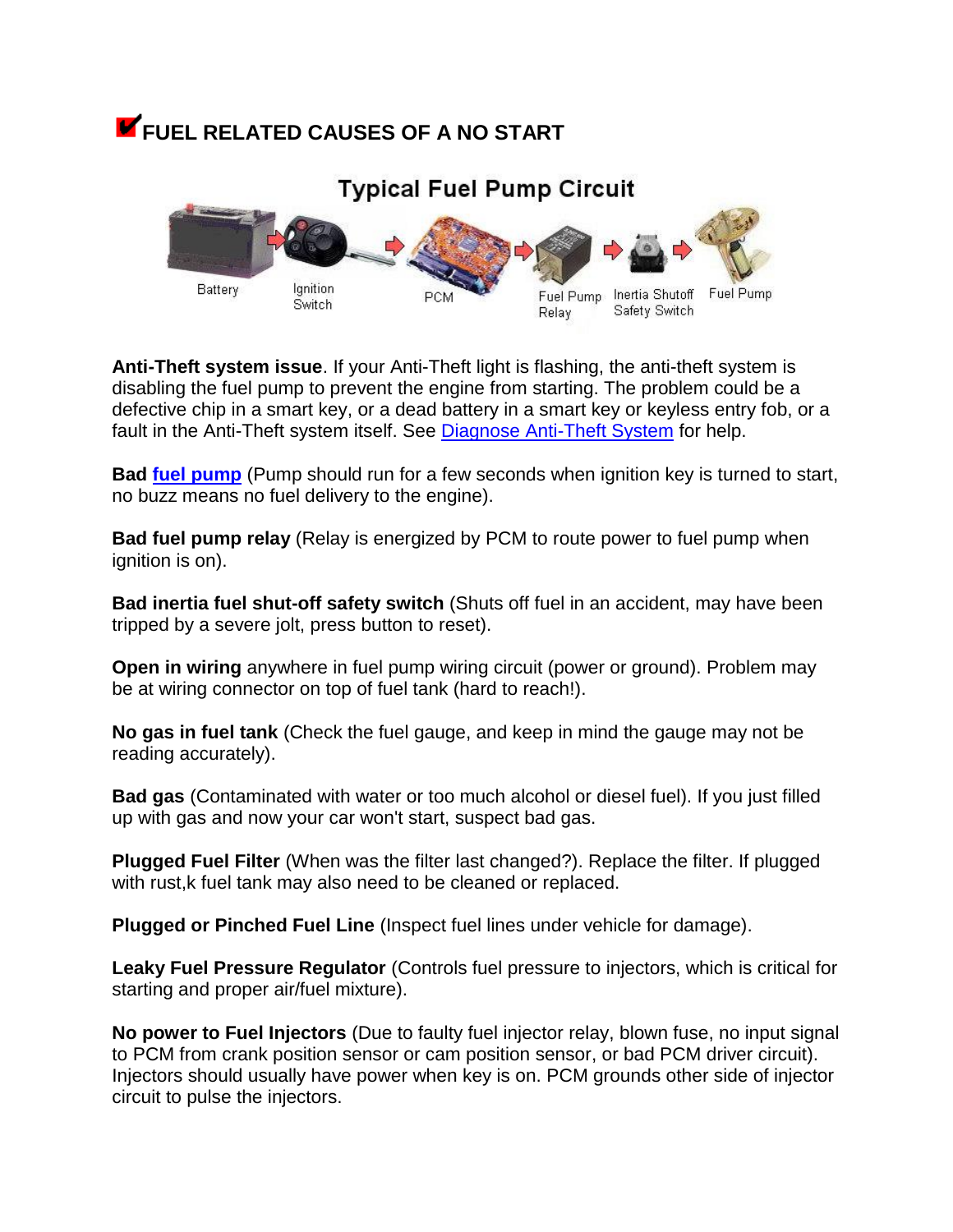## FUEL RELATED CAUSES OF A NO START

Typical Fuel Pump Circuit

Battery → Ignition Switch → PCM → Fuel Pump Relay → Inertia Shutoff Safety Switch → Fuel Pump

**Anti-Theft system issue**. If your Anti-Theft light is flashing, the anti-theft system is disabling the fuel pump to prevent the engine from starting. The problem could be a defective chip in a smart key, or a dead battery in a smart key or keyless entry fob, or a fault in the Anti-Theft system itself. See Diagnose Anti-Theft System for help.

**Bad fuel pump** (Pump should run for a few seconds when ignition key is turned to start, no buzz means no fuel delivery to the engine).

**Bad fuel pump relay** (Relay is energized by PCM to route power to fuel pump when ignition is on).

**Bad inertia fuel shut-off safety switch** (Shuts off fuel in an accident, may have been tripped by a severe jolt, press button to reset).

**Open in wiring** anywhere in fuel pump wiring circuit (power or ground). Problem may be at wiring connector on top of fuel tank (hard to reach!).

**No gas in fuel tank** (Check the fuel gauge, and keep in mind the gauge may not be reading accurately).

**Bad gas** (Contaminated with water or too much alcohol or diesel fuel). If you just filled up with gas and now your car won't start, suspect bad gas.

**Plugged Fuel Filter** (When was the filter last changed?). Replace the filter. If plugged with rust,k fuel tank may also need to be cleaned or replaced.

**Plugged or Pinched Fuel Line** (Inspect fuel lines under vehicle for damage).

**Leaky Fuel Pressure Regulator** (Controls fuel pressure to injectors, which is critical for starting and proper air/fuel mixture).

**No power to Fuel Injectors** (Due to faulty fuel injector relay, blown fuse, no input signal to PCM from crank position sensor or cam position sensor, or bad PCM driver circuit). Injectors should usually have power when key is on. PCM grounds other side of injector circuit to pulse the injectors.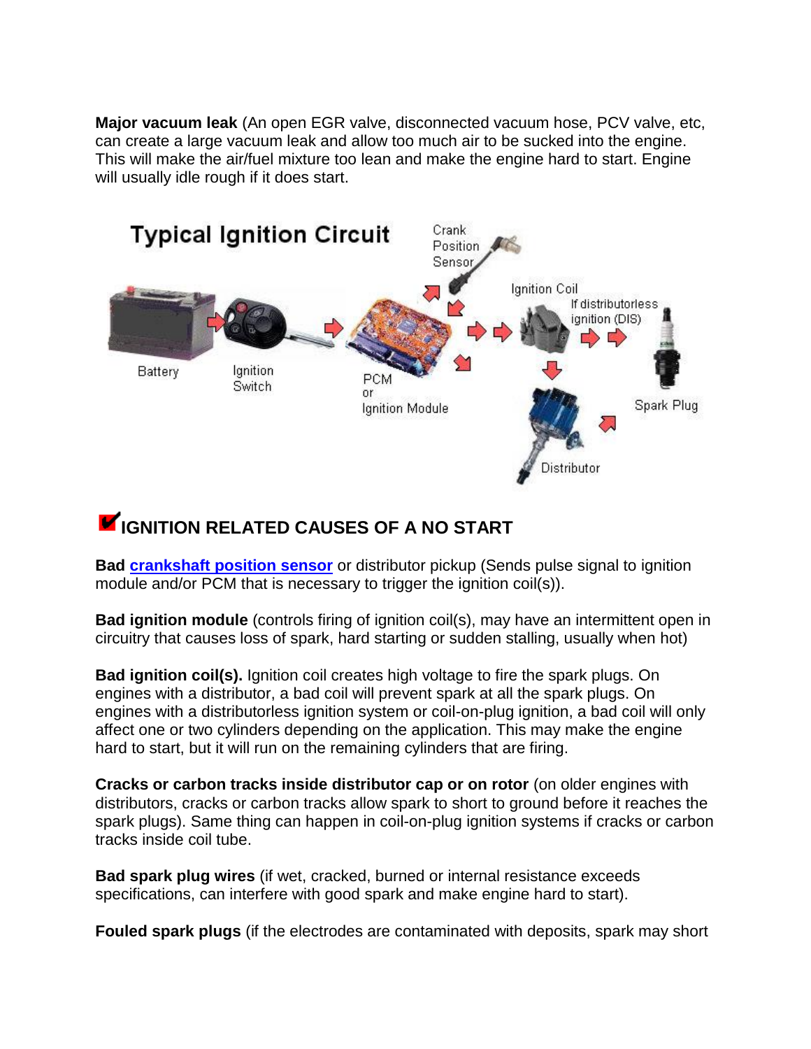**Major vacuum leak** (An open EGR valve, disconnected vacuum hose, PCV valve, etc, can create a large vacuum leak and allow too much air to be sucked into the engine. This will make the air/fuel mixture too lean and make the engine hard to start. Engine will usually idle rough if it does start.

Typical Ignition Circuit

Crank Position Sensor

Ignition Coil

If distributorless ignition (DIS)

Battery

Ignition Switch

PCM or Ignition Module

Spark Plug

Distributor

## IGNITION RELATED CAUSES OF A NO START

**Bad crankshaft position sensor** or distributor pickup (Sends pulse signal to ignition module and/or PCM that is necessary to trigger the ignition coil(s)).

**Bad ignition module** (controls firing of ignition coil(s), may have an intermittent open in circuitry that causes loss of spark, hard starting or sudden stalling, usually when hot)

**Bad ignition coil(s).** Ignition coil creates high voltage to fire the spark plugs. On engines with a distributor, a bad coil will prevent spark at all the spark plugs. On engines with a distributorless ignition system or coil-on-plug ignition, a bad coil will only affect one or two cylinders depending on the application. This may make the engine hard to start, but it will run on the remaining cylinders that are firing.

**Cracks or carbon tracks inside distributor cap or on rotor** (on older engines with distributors, cracks or carbon tracks allow spark to short to ground before it reaches the spark plugs). Same thing can happen in coil-on-plug ignition systems if cracks or carbon tracks inside coil tube.

**Bad spark plug wires** (if wet, cracked, burned or internal resistance exceeds specifications, can interfere with good spark and make engine hard to start).

**Fouled spark plugs** (if the electrodes are contaminated with deposits, spark may short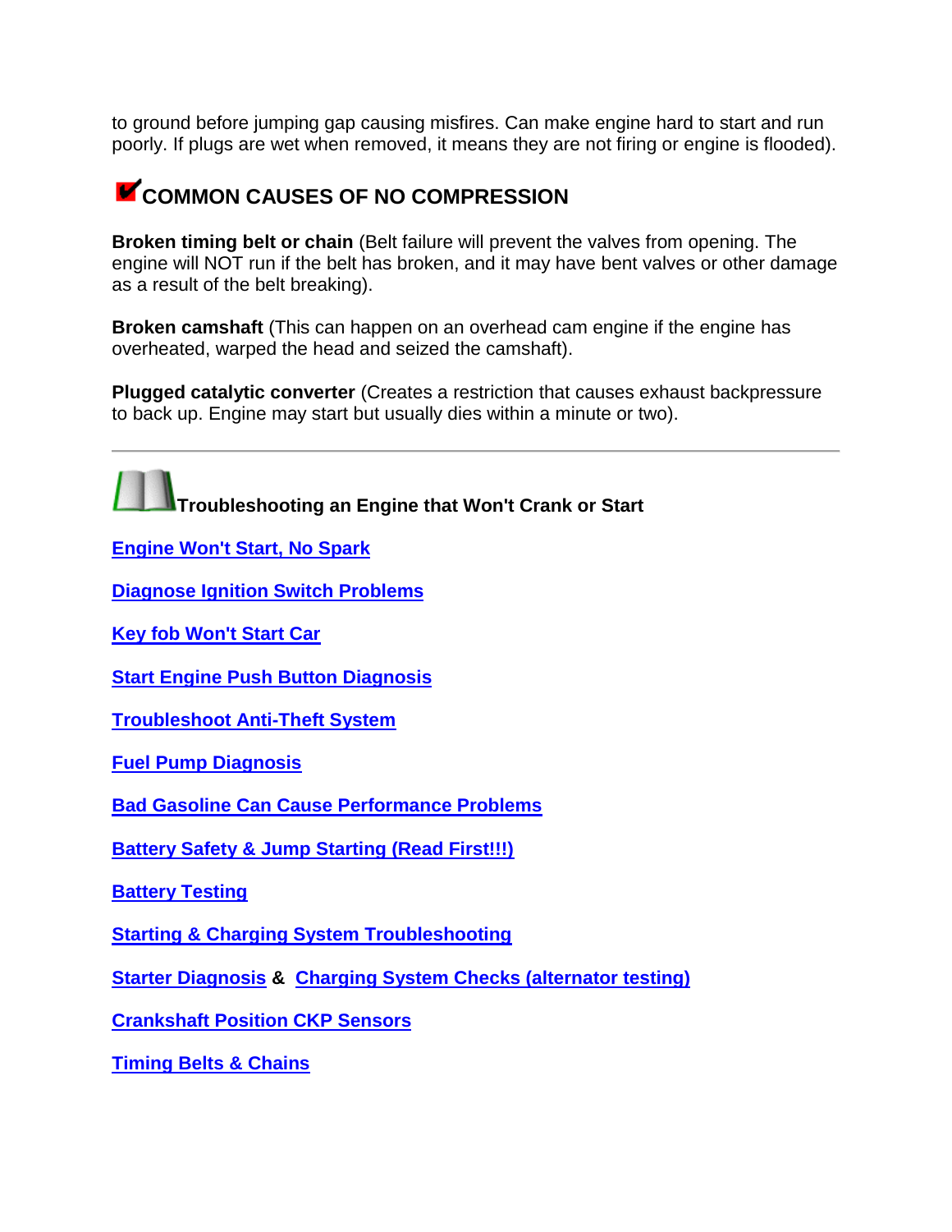to ground before jumping gap causing misfires. Can make engine hard to start and run poorly. If plugs are wet when removed, it means they are not firing or engine is flooded).

## COMMON CAUSES OF NO COMPRESSION

**Broken timing belt or chain** (Belt failure will prevent the valves from opening. The engine will NOT run if the belt has broken, and it may have bent valves or other damage as a result of the belt breaking).

**Broken camshaft** (This can happen on an overhead cam engine if the engine has overheated, warped the head and seized the camshaft).

**Plugged catalytic converter** (Creates a restriction that causes exhaust backpressure to back up. Engine may start but usually dies within a minute or two).

---

### Troubleshooting an Engine that Won't Crank or Start

**Engine Won't Start, No Spark**

**Diagnose Ignition Switch Problems**

**Key fob Won't Start Car**

**Start Engine Push Button Diagnosis**

**Troubleshoot Anti-Theft System**

**Fuel Pump Diagnosis**

**Bad Gasoline Can Cause Performance Problems**

**Battery Safety & Jump Starting (Read First!!!)**

**Battery Testing**

**Starting & Charging System Troubleshooting**

**Starter Diagnosis** & **Charging System Checks (alternator testing)**

**Crankshaft Position CKP Sensors**

**Timing Belts & Chains**